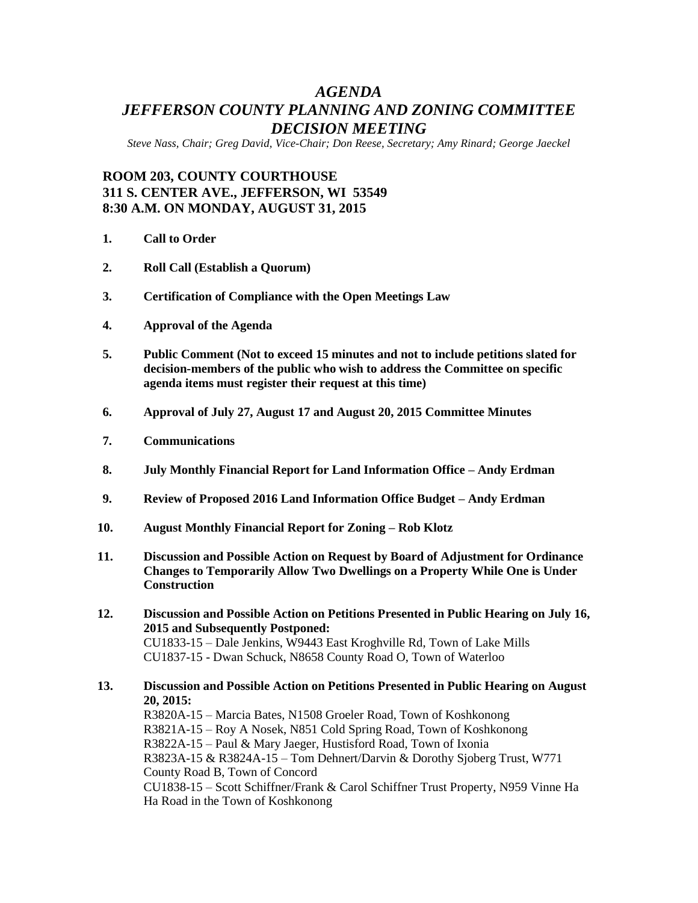# *AGENDA*
# *JEFFERSON COUNTY PLANNING AND ZONING COMMITTEE*
# *DECISION MEETING*

*Steve Nass, Chair; Greg David, Vice-Chair; Don Reese, Secretary; Amy Rinard; George Jaeckel*

**ROOM 203, COUNTY COURTHOUSE**
**311 S. CENTER AVE., JEFFERSON, WI 53549**
**8:30 A.M. ON MONDAY, AUGUST 31, 2015**

1. **Call to Order**

2. **Roll Call (Establish a Quorum)**

3. **Certification of Compliance with the Open Meetings Law**

4. **Approval of the Agenda**

5. **Public Comment (Not to exceed 15 minutes and not to include petitions slated for decision-members of the public who wish to address the Committee on specific agenda items must register their request at this time)**

6. **Approval of July 27, August 17 and August 20, 2015 Committee Minutes**

7. **Communications**

8. **July Monthly Financial Report for Land Information Office – Andy Erdman**

9. **Review of Proposed 2016 Land Information Office Budget – Andy Erdman**

10. **August Monthly Financial Report for Zoning – Rob Klotz**

11. **Discussion and Possible Action on Request by Board of Adjustment for Ordinance Changes to Temporarily Allow Two Dwellings on a Property While One is Under Construction**

12. **Discussion and Possible Action on Petitions Presented in Public Hearing on July 16, 2015 and Subsequently Postponed:**
    CU1833-15 – Dale Jenkins, W9443 East Kroghville Rd, Town of Lake Mills
    CU1837-15 - Dwan Schuck, N8658 County Road O, Town of Waterloo

13. **Discussion and Possible Action on Petitions Presented in Public Hearing on August 20, 2015:**
    R3820A-15 – Marcia Bates, N1508 Groeler Road, Town of Koshkonong
    R3821A-15 – Roy A Nosek, N851 Cold Spring Road, Town of Koshkonong
    R3822A-15 – Paul & Mary Jaeger, Hustisford Road, Town of Ixonia
    R3823A-15 & R3824A-15 – Tom Dehnert/Darvin & Dorothy Sjoberg Trust, W771 County Road B, Town of Concord
    CU1838-15 – Scott Schiffner/Frank & Carol Schiffner Trust Property, N959 Vinne Ha Ha Road in the Town of Koshkonong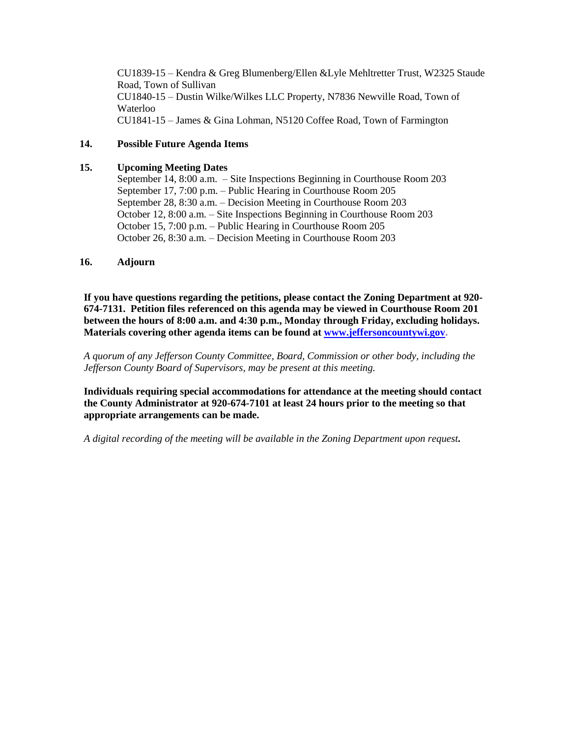CU1839-15 – Kendra & Greg Blumenberg/Ellen &Lyle Mehltretter Trust, W2325 Staude Road, Town of Sullivan
CU1840-15 – Dustin Wilke/Wilkes LLC Property, N7836 Newville Road, Town of Waterloo
CU1841-15 – James & Gina Lohman, N5120 Coffee Road, Town of Farmington

**14. Possible Future Agenda Items**

**15. Upcoming Meeting Dates**

September 14, 8:00 a.m. – Site Inspections Beginning in Courthouse Room 203
September 17, 7:00 p.m. – Public Hearing in Courthouse Room 205
September 28, 8:30 a.m. – Decision Meeting in Courthouse Room 203
October 12, 8:00 a.m. – Site Inspections Beginning in Courthouse Room 203
October 15, 7:00 p.m. – Public Hearing in Courthouse Room 205
October 26, 8:30 a.m. – Decision Meeting in Courthouse Room 203

**16. Adjourn**

**If you have questions regarding the petitions, please contact the Zoning Department at 920-674-7131. Petition files referenced on this agenda may be viewed in Courthouse Room 201 between the hours of 8:00 a.m. and 4:30 p.m., Monday through Friday, excluding holidays. Materials covering other agenda items can be found at [www.jeffersoncountywi.gov](http://www.jeffersoncountywi.gov).**

*A quorum of any Jefferson County Committee, Board, Commission or other body, including the Jefferson County Board of Supervisors, may be present at this meeting.*

**Individuals requiring special accommodations for attendance at the meeting should contact the County Administrator at 920-674-7101 at least 24 hours prior to the meeting so that appropriate arrangements can be made.**

*A digital recording of the meeting will be available in the Zoning Department upon request.*